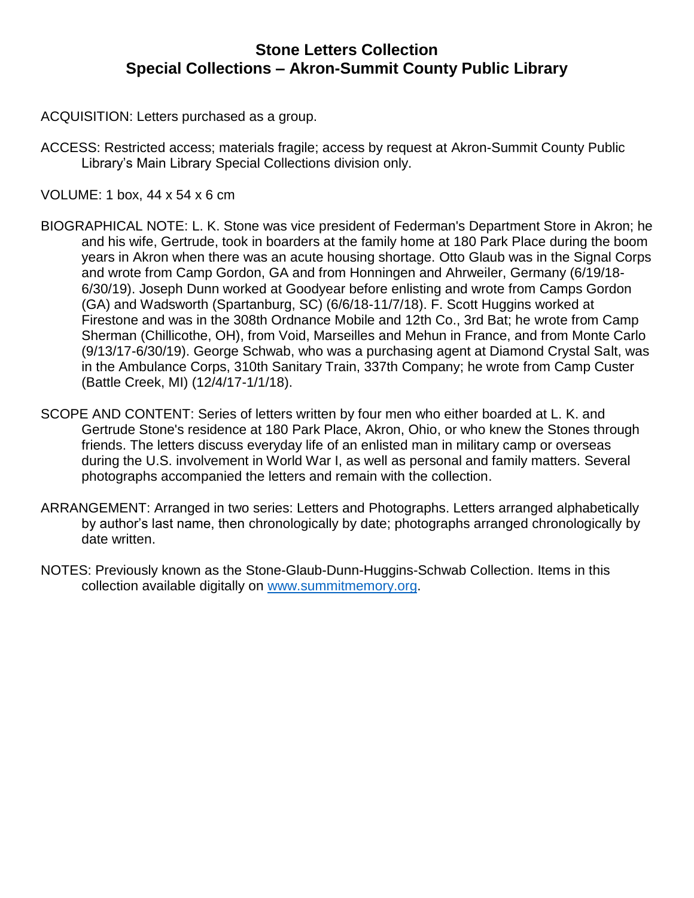# Stone Letters Collection
## Special Collections – Akron-Summit County Public Library

ACQUISITION: Letters purchased as a group.

ACCESS: Restricted access; materials fragile; access by request at Akron-Summit County Public Library's Main Library Special Collections division only.

VOLUME: 1 box, 44 x 54 x 6 cm

BIOGRAPHICAL NOTE: L. K. Stone was vice president of Federman's Department Store in Akron; he and his wife, Gertrude, took in boarders at the family home at 180 Park Place during the boom years in Akron when there was an acute housing shortage. Otto Glaub was in the Signal Corps and wrote from Camp Gordon, GA and from Honningen and Ahrweiler, Germany (6/19/18-6/30/19). Joseph Dunn worked at Goodyear before enlisting and wrote from Camps Gordon (GA) and Wadsworth (Spartanburg, SC) (6/6/18-11/7/18). F. Scott Huggins worked at Firestone and was in the 308th Ordnance Mobile and 12th Co., 3rd Bat; he wrote from Camp Sherman (Chillicothe, OH), from Void, Marseilles and Mehun in France, and from Monte Carlo (9/13/17-6/30/19). George Schwab, who was a purchasing agent at Diamond Crystal Salt, was in the Ambulance Corps, 310th Sanitary Train, 337th Company; he wrote from Camp Custer (Battle Creek, MI) (12/4/17-1/1/18).

SCOPE AND CONTENT: Series of letters written by four men who either boarded at L. K. and Gertrude Stone's residence at 180 Park Place, Akron, Ohio, or who knew the Stones through friends. The letters discuss everyday life of an enlisted man in military camp or overseas during the U.S. involvement in World War I, as well as personal and family matters. Several photographs accompanied the letters and remain with the collection.

ARRANGEMENT: Arranged in two series: Letters and Photographs. Letters arranged alphabetically by author's last name, then chronologically by date; photographs arranged chronologically by date written.

NOTES: Previously known as the Stone-Glaub-Dunn-Huggins-Schwab Collection. Items in this collection available digitally on [www.summitmemory.org](http://www.summitmemory.org).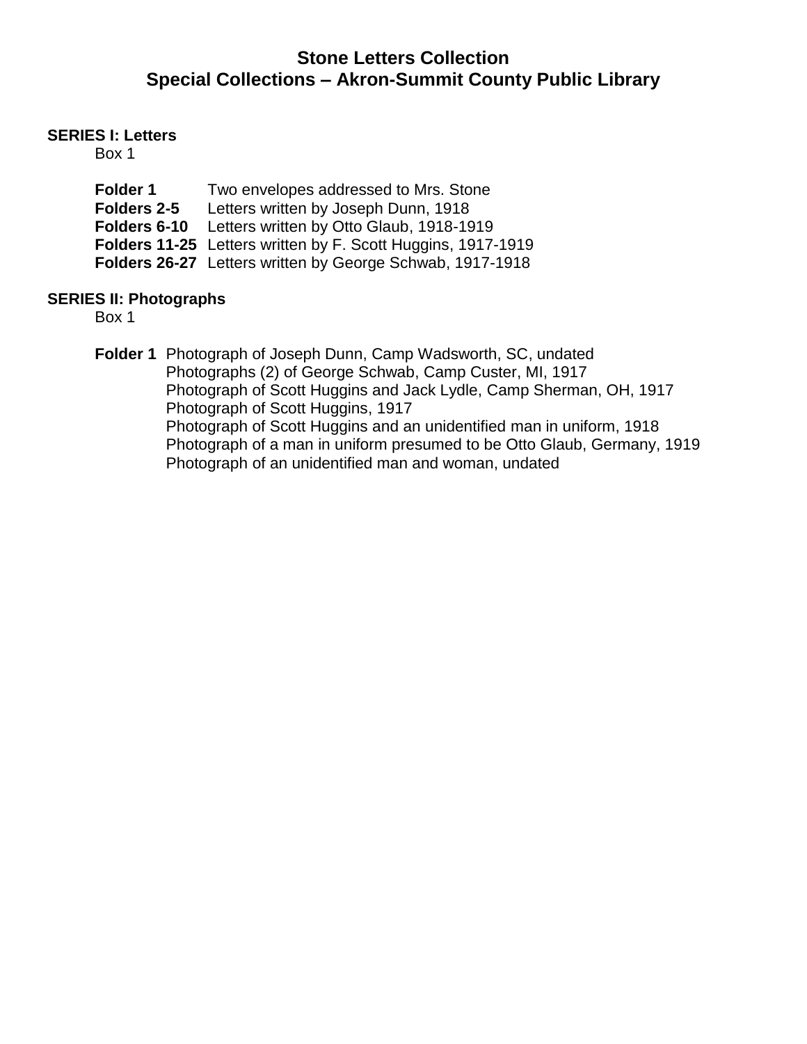# Stone Letters Collection
# Special Collections – Akron-Summit County Public Library

**SERIES I: Letters**

Box 1

| | |
|---|---|
| **Folder 1** | Two envelopes addressed to Mrs. Stone |
| **Folders 2-5** | Letters written by Joseph Dunn, 1918 |
| **Folders 6-10** | Letters written by Otto Glaub, 1918-1919 |
| **Folders 11-25** | Letters written by F. Scott Huggins, 1917-1919 |
| **Folders 26-27** | Letters written by George Schwab, 1917-1918 |

**SERIES II: Photographs**

Box 1

**Folder 1** Photograph of Joseph Dunn, Camp Wadsworth, SC, undated
Photographs (2) of George Schwab, Camp Custer, MI, 1917
Photograph of Scott Huggins and Jack Lydle, Camp Sherman, OH, 1917
Photograph of Scott Huggins, 1917
Photograph of Scott Huggins and an unidentified man in uniform, 1918
Photograph of a man in uniform presumed to be Otto Glaub, Germany, 1919
Photograph of an unidentified man and woman, undated